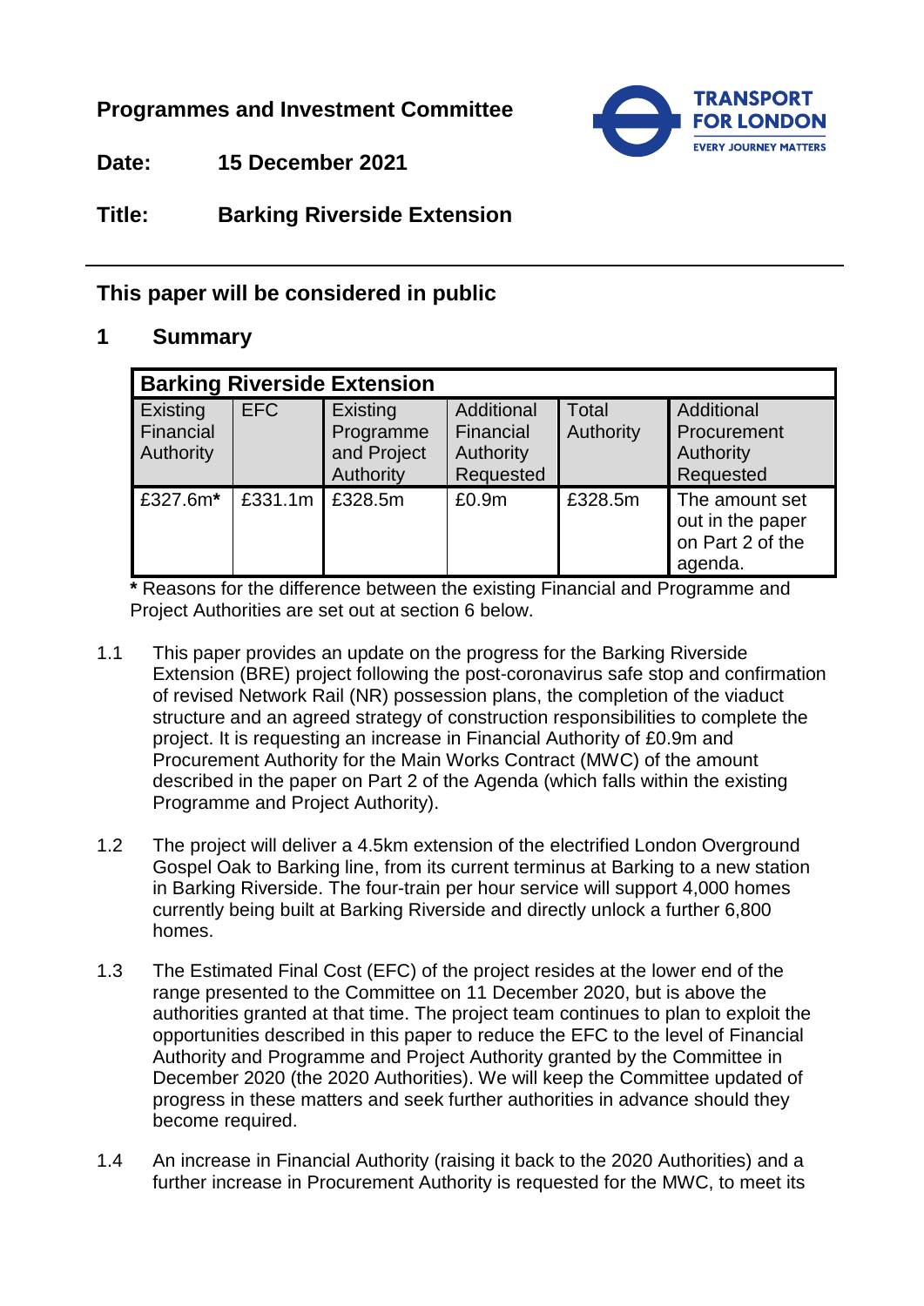**Programmes and Investment Committee**

**Date:** 15 December 2021

**Title:** Barking Riverside Extension

---

## This paper will be considered in public

## 1 Summary

| Barking Riverside Extension | | | | | |
|---|---|---|---|---|---|
| Existing Financial Authority | EFC | Existing Programme and Project Authority | Additional Financial Authority Requested | Total Authority | Additional Procurement Authority Requested |
| £327.6m* | £331.1m | £328.5m | £0.9m | £328.5m | The amount set out in the paper on Part 2 of the agenda. |

**\*** Reasons for the difference between the existing Financial and Programme and Project Authorities are set out at section 6 below.

1.1 This paper provides an update on the progress for the Barking Riverside Extension (BRE) project following the post-coronavirus safe stop and confirmation of revised Network Rail (NR) possession plans, the completion of the viaduct structure and an agreed strategy of construction responsibilities to complete the project. It is requesting an increase in Financial Authority of £0.9m and Procurement Authority for the Main Works Contract (MWC) of the amount described in the paper on Part 2 of the Agenda (which falls within the existing Programme and Project Authority).

1.2 The project will deliver a 4.5km extension of the electrified London Overground Gospel Oak to Barking line, from its current terminus at Barking to a new station in Barking Riverside. The four-train per hour service will support 4,000 homes currently being built at Barking Riverside and directly unlock a further 6,800 homes.

1.3 The Estimated Final Cost (EFC) of the project resides at the lower end of the range presented to the Committee on 11 December 2020, but is above the authorities granted at that time. The project team continues to plan to exploit the opportunities described in this paper to reduce the EFC to the level of Financial Authority and Programme and Project Authority granted by the Committee in December 2020 (the 2020 Authorities). We will keep the Committee updated of progress in these matters and seek further authorities in advance should they become required.

1.4 An increase in Financial Authority (raising it back to the 2020 Authorities) and a further increase in Procurement Authority is requested for the MWC, to meet its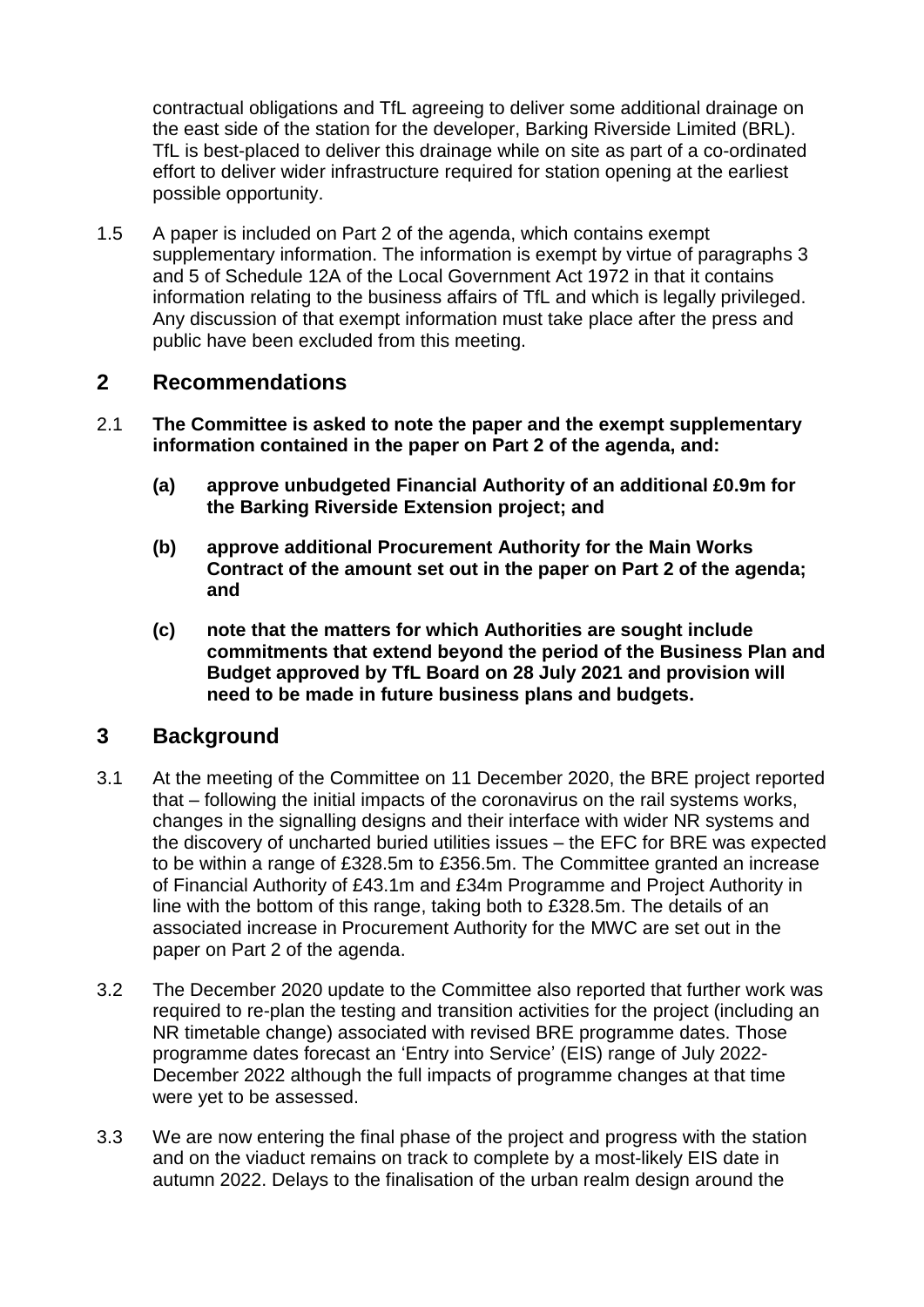contractual obligations and TfL agreeing to deliver some additional drainage on the east side of the station for the developer, Barking Riverside Limited (BRL). TfL is best-placed to deliver this drainage while on site as part of a co-ordinated effort to deliver wider infrastructure required for station opening at the earliest possible opportunity.

1.5 A paper is included on Part 2 of the agenda, which contains exempt supplementary information. The information is exempt by virtue of paragraphs 3 and 5 of Schedule 12A of the Local Government Act 1972 in that it contains information relating to the business affairs of TfL and which is legally privileged. Any discussion of that exempt information must take place after the press and public have been excluded from this meeting.

## 2 Recommendations

2.1 **The Committee is asked to note the paper and the exempt supplementary information contained in the paper on Part 2 of the agenda, and:**

- **(a) approve unbudgeted Financial Authority of an additional £0.9m for the Barking Riverside Extension project; and**
- **(b) approve additional Procurement Authority for the Main Works Contract of the amount set out in the paper on Part 2 of the agenda; and**
- **(c) note that the matters for which Authorities are sought include commitments that extend beyond the period of the Business Plan and Budget approved by TfL Board on 28 July 2021 and provision will need to be made in future business plans and budgets.**

## 3 Background

3.1 At the meeting of the Committee on 11 December 2020, the BRE project reported that – following the initial impacts of the coronavirus on the rail systems works, changes in the signalling designs and their interface with wider NR systems and the discovery of uncharted buried utilities issues – the EFC for BRE was expected to be within a range of £328.5m to £356.5m. The Committee granted an increase of Financial Authority of £43.1m and £34m Programme and Project Authority in line with the bottom of this range, taking both to £328.5m. The details of an associated increase in Procurement Authority for the MWC are set out in the paper on Part 2 of the agenda.

3.2 The December 2020 update to the Committee also reported that further work was required to re-plan the testing and transition activities for the project (including an NR timetable change) associated with revised BRE programme dates. Those programme dates forecast an 'Entry into Service' (EIS) range of July 2022-December 2022 although the full impacts of programme changes at that time were yet to be assessed.

3.3 We are now entering the final phase of the project and progress with the station and on the viaduct remains on track to complete by a most-likely EIS date in autumn 2022. Delays to the finalisation of the urban realm design around the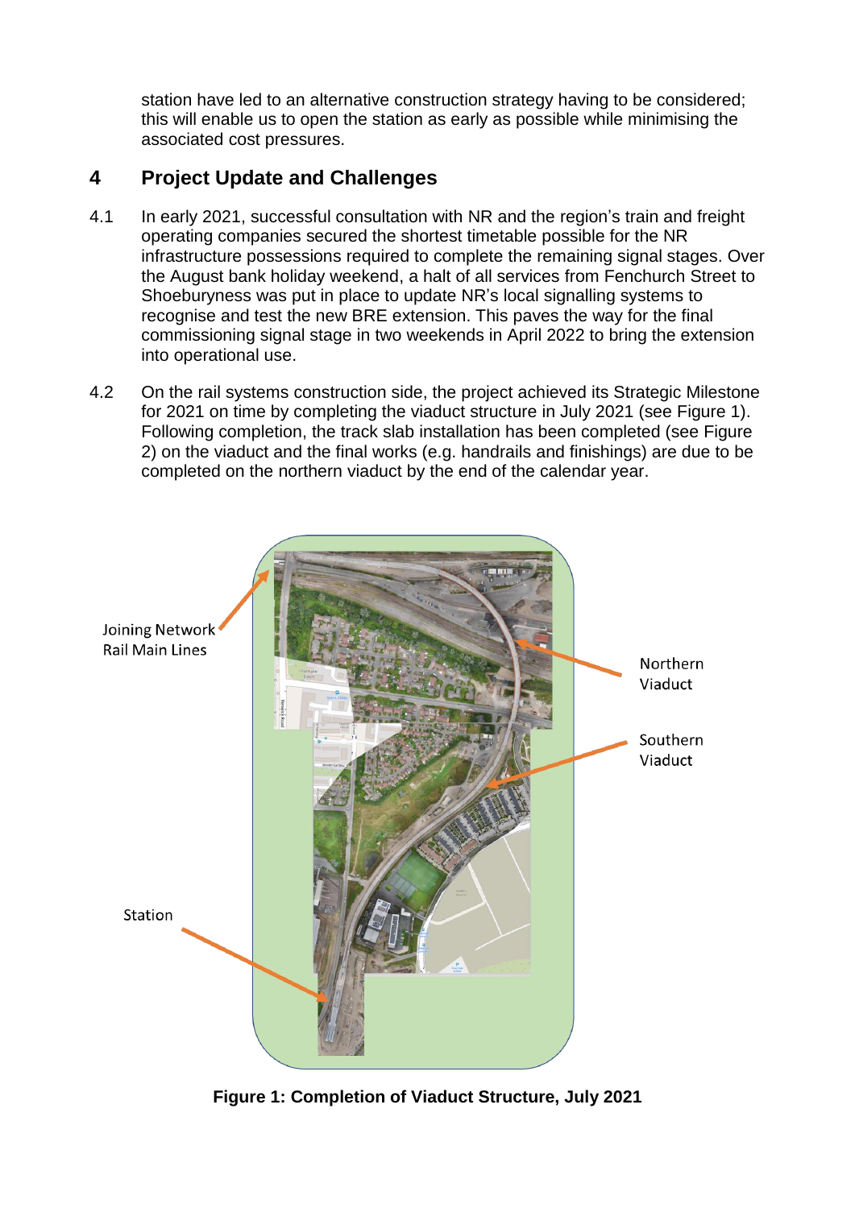station have led to an alternative construction strategy having to be considered; this will enable us to open the station as early as possible while minimising the associated cost pressures.

## 4 Project Update and Challenges

4.1 In early 2021, successful consultation with NR and the region's train and freight operating companies secured the shortest timetable possible for the NR infrastructure possessions required to complete the remaining signal stages. Over the August bank holiday weekend, a halt of all services from Fenchurch Street to Shoeburyness was put in place to update NR's local signalling systems to recognise and test the new BRE extension. This paves the way for the final commissioning signal stage in two weekends in April 2022 to bring the extension into operational use.

4.2 On the rail systems construction side, the project achieved its Strategic Milestone for 2021 on time by completing the viaduct structure in July 2021 (see Figure 1). Following completion, the track slab installation has been completed (see Figure 2) on the viaduct and the final works (e.g. handrails and finishings) are due to be completed on the northern viaduct by the end of the calendar year.

**Figure 1: Completion of Viaduct Structure, July 2021**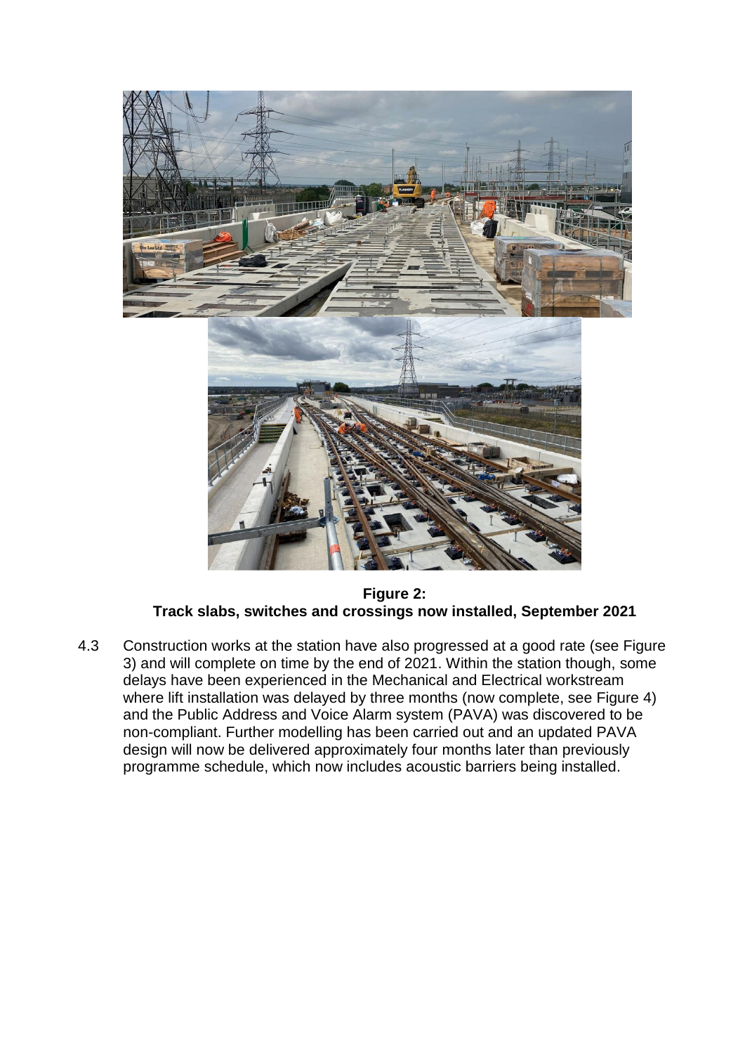**Figure 2:**
**Track slabs, switches and crossings now installed, September 2021**

4.3 Construction works at the station have also progressed at a good rate (see Figure 3) and will complete on time by the end of 2021. Within the station though, some delays have been experienced in the Mechanical and Electrical workstream where lift installation was delayed by three months (now complete, see Figure 4) and the Public Address and Voice Alarm system (PAVA) was discovered to be non-compliant. Further modelling has been carried out and an updated PAVA design will now be delivered approximately four months later than previously programme schedule, which now includes acoustic barriers being installed.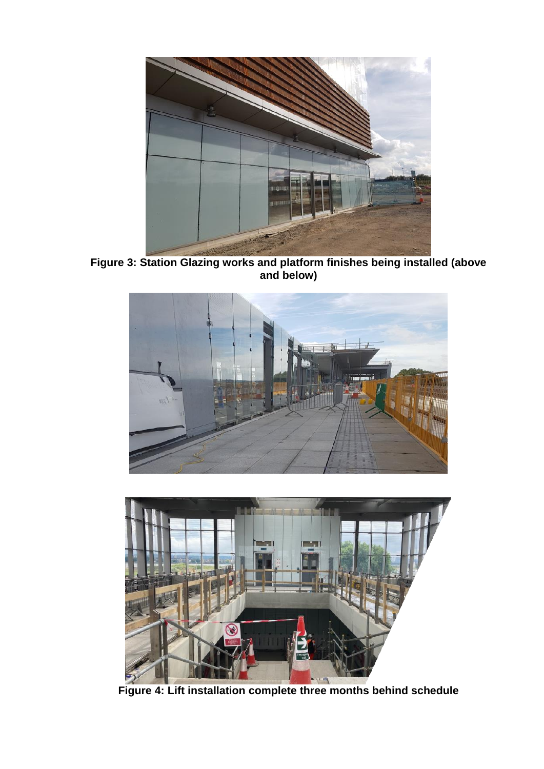**Figure 3: Station Glazing works and platform finishes being installed (above and below)**

**Figure 4: Lift installation complete three months behind schedule**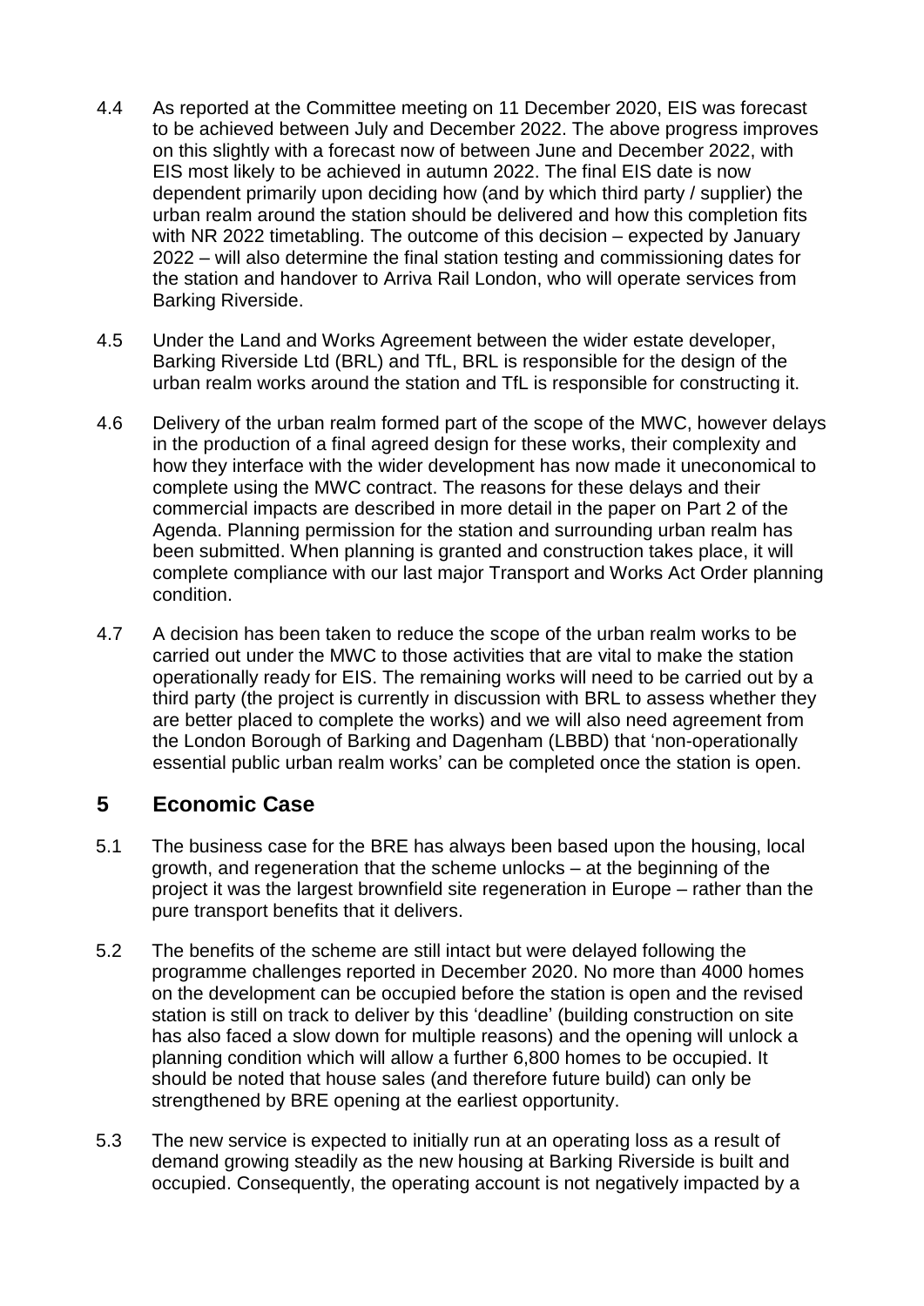4.4 As reported at the Committee meeting on 11 December 2020, EIS was forecast to be achieved between July and December 2022. The above progress improves on this slightly with a forecast now of between June and December 2022, with EIS most likely to be achieved in autumn 2022. The final EIS date is now dependent primarily upon deciding how (and by which third party / supplier) the urban realm around the station should be delivered and how this completion fits with NR 2022 timetabling. The outcome of this decision – expected by January 2022 – will also determine the final station testing and commissioning dates for the station and handover to Arriva Rail London, who will operate services from Barking Riverside.

4.5 Under the Land and Works Agreement between the wider estate developer, Barking Riverside Ltd (BRL) and TfL, BRL is responsible for the design of the urban realm works around the station and TfL is responsible for constructing it.

4.6 Delivery of the urban realm formed part of the scope of the MWC, however delays in the production of a final agreed design for these works, their complexity and how they interface with the wider development has now made it uneconomical to complete using the MWC contract. The reasons for these delays and their commercial impacts are described in more detail in the paper on Part 2 of the Agenda. Planning permission for the station and surrounding urban realm has been submitted. When planning is granted and construction takes place, it will complete compliance with our last major Transport and Works Act Order planning condition.

4.7 A decision has been taken to reduce the scope of the urban realm works to be carried out under the MWC to those activities that are vital to make the station operationally ready for EIS. The remaining works will need to be carried out by a third party (the project is currently in discussion with BRL to assess whether they are better placed to complete the works) and we will also need agreement from the London Borough of Barking and Dagenham (LBBD) that 'non-operationally essential public urban realm works' can be completed once the station is open.

## 5 Economic Case

5.1 The business case for the BRE has always been based upon the housing, local growth, and regeneration that the scheme unlocks – at the beginning of the project it was the largest brownfield site regeneration in Europe – rather than the pure transport benefits that it delivers.

5.2 The benefits of the scheme are still intact but were delayed following the programme challenges reported in December 2020. No more than 4000 homes on the development can be occupied before the station is open and the revised station is still on track to deliver by this 'deadline' (building construction on site has also faced a slow down for multiple reasons) and the opening will unlock a planning condition which will allow a further 6,800 homes to be occupied. It should be noted that house sales (and therefore future build) can only be strengthened by BRE opening at the earliest opportunity.

5.3 The new service is expected to initially run at an operating loss as a result of demand growing steadily as the new housing at Barking Riverside is built and occupied. Consequently, the operating account is not negatively impacted by a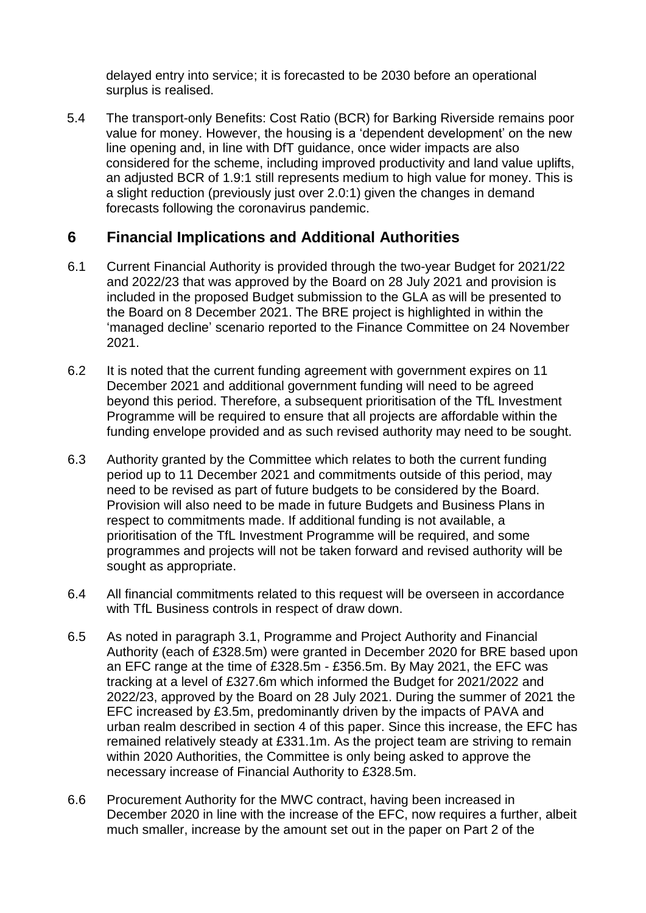delayed entry into service; it is forecasted to be 2030 before an operational surplus is realised.

5.4 The transport-only Benefits: Cost Ratio (BCR) for Barking Riverside remains poor value for money. However, the housing is a 'dependent development' on the new line opening and, in line with DfT guidance, once wider impacts are also considered for the scheme, including improved productivity and land value uplifts, an adjusted BCR of 1.9:1 still represents medium to high value for money. This is a slight reduction (previously just over 2.0:1) given the changes in demand forecasts following the coronavirus pandemic.

## 6 Financial Implications and Additional Authorities

6.1 Current Financial Authority is provided through the two-year Budget for 2021/22 and 2022/23 that was approved by the Board on 28 July 2021 and provision is included in the proposed Budget submission to the GLA as will be presented to the Board on 8 December 2021. The BRE project is highlighted in within the 'managed decline' scenario reported to the Finance Committee on 24 November 2021.

6.2 It is noted that the current funding agreement with government expires on 11 December 2021 and additional government funding will need to be agreed beyond this period. Therefore, a subsequent prioritisation of the TfL Investment Programme will be required to ensure that all projects are affordable within the funding envelope provided and as such revised authority may need to be sought.

6.3 Authority granted by the Committee which relates to both the current funding period up to 11 December 2021 and commitments outside of this period, may need to be revised as part of future budgets to be considered by the Board. Provision will also need to be made in future Budgets and Business Plans in respect to commitments made. If additional funding is not available, a prioritisation of the TfL Investment Programme will be required, and some programmes and projects will not be taken forward and revised authority will be sought as appropriate.

6.4 All financial commitments related to this request will be overseen in accordance with TfL Business controls in respect of draw down.

6.5 As noted in paragraph 3.1, Programme and Project Authority and Financial Authority (each of £328.5m) were granted in December 2020 for BRE based upon an EFC range at the time of £328.5m - £356.5m. By May 2021, the EFC was tracking at a level of £327.6m which informed the Budget for 2021/2022 and 2022/23, approved by the Board on 28 July 2021. During the summer of 2021 the EFC increased by £3.5m, predominantly driven by the impacts of PAVA and urban realm described in section 4 of this paper. Since this increase, the EFC has remained relatively steady at £331.1m. As the project team are striving to remain within 2020 Authorities, the Committee is only being asked to approve the necessary increase of Financial Authority to £328.5m.

6.6 Procurement Authority for the MWC contract, having been increased in December 2020 in line with the increase of the EFC, now requires a further, albeit much smaller, increase by the amount set out in the paper on Part 2 of the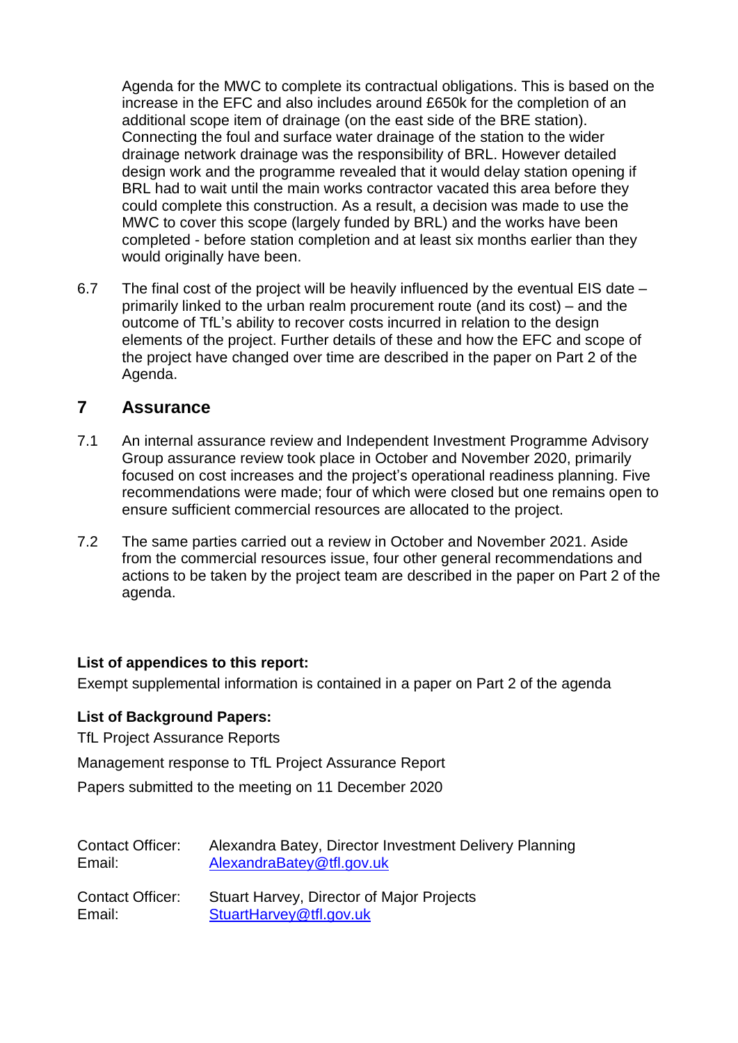Agenda for the MWC to complete its contractual obligations. This is based on the increase in the EFC and also includes around £650k for the completion of an additional scope item of drainage (on the east side of the BRE station). Connecting the foul and surface water drainage of the station to the wider drainage network drainage was the responsibility of BRL. However detailed design work and the programme revealed that it would delay station opening if BRL had to wait until the main works contractor vacated this area before they could complete this construction. As a result, a decision was made to use the MWC to cover this scope (largely funded by BRL) and the works have been completed - before station completion and at least six months earlier than they would originally have been.

6.7 The final cost of the project will be heavily influenced by the eventual EIS date – primarily linked to the urban realm procurement route (and its cost) – and the outcome of TfL's ability to recover costs incurred in relation to the design elements of the project. Further details of these and how the EFC and scope of the project have changed over time are described in the paper on Part 2 of the Agenda.

## 7 Assurance

7.1 An internal assurance review and Independent Investment Programme Advisory Group assurance review took place in October and November 2020, primarily focused on cost increases and the project's operational readiness planning. Five recommendations were made; four of which were closed but one remains open to ensure sufficient commercial resources are allocated to the project.

7.2 The same parties carried out a review in October and November 2021. Aside from the commercial resources issue, four other general recommendations and actions to be taken by the project team are described in the paper on Part 2 of the agenda.

**List of appendices to this report:**

Exempt supplemental information is contained in a paper on Part 2 of the agenda

**List of Background Papers:**

TfL Project Assurance Reports

Management response to TfL Project Assurance Report

Papers submitted to the meeting on 11 December 2020

Contact Officer: Alexandra Batey, Director Investment Delivery Planning
Email: AlexandraBatey@tfl.gov.uk

Contact Officer: Stuart Harvey, Director of Major Projects
Email: StuartHarvey@tfl.gov.uk